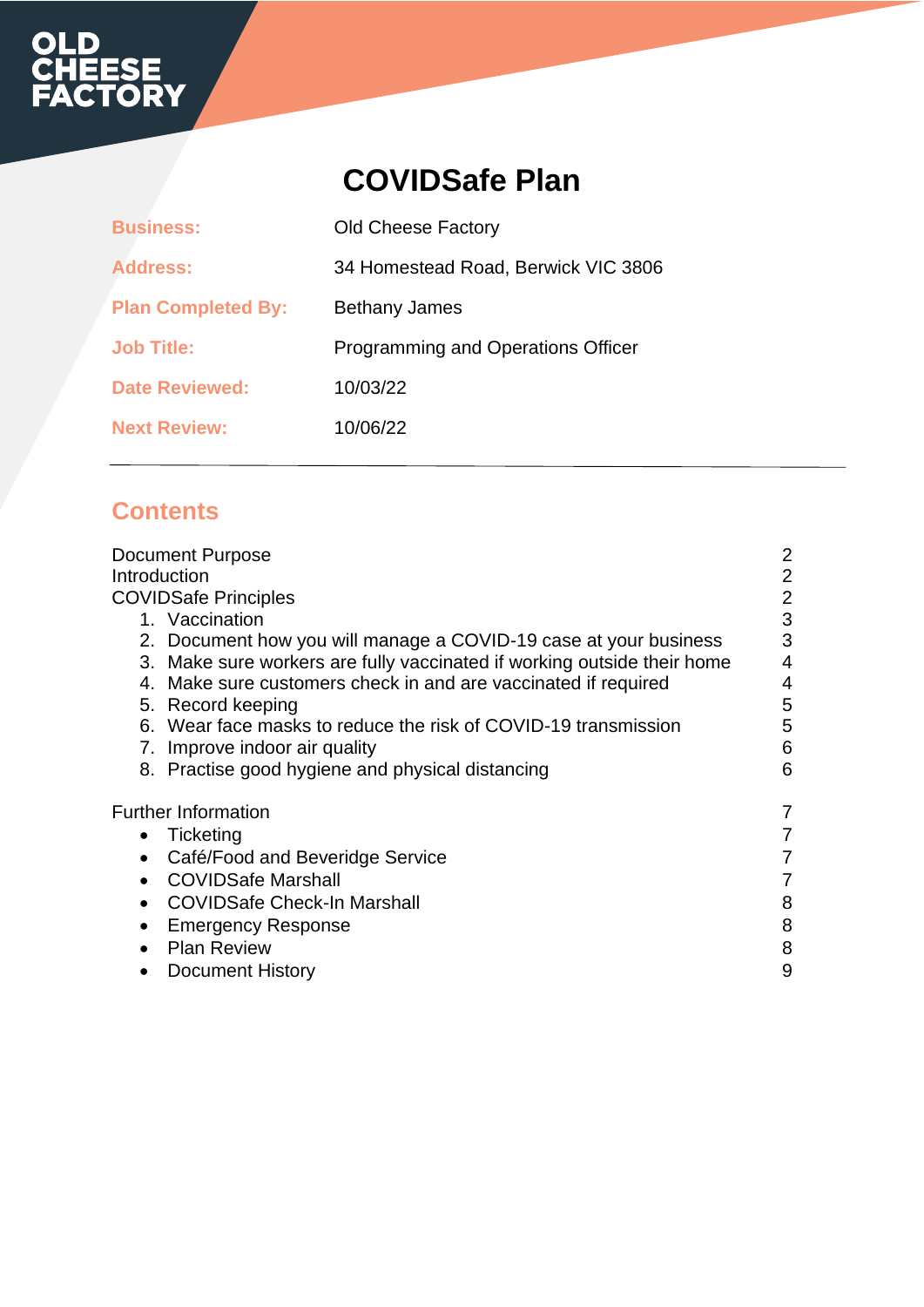OLD CHEESE FACTORY

# COVIDSafe Plan

| | |
|---|---|
| **Business:** | Old Cheese Factory |
| **Address:** | 34 Homestead Road, Berwick VIC 3806 |
| **Plan Completed By:** | Bethany James |
| **Job Title:** | Programming and Operations Officer |
| **Date Reviewed:** | 10/03/22 |
| **Next Review:** | 10/06/22 |

---

## Contents

| | |
|---|---|
| Document Purpose | 2 |
| Introduction | 2 |
| COVIDSafe Principles | 2 |
| 1. Vaccination | 3 |
| 2. Document how you will manage a COVID-19 case at your business | 3 |
| 3. Make sure workers are fully vaccinated if working outside their home | 4 |
| 4. Make sure customers check in and are vaccinated if required | 4 |
| 5. Record keeping | 5 |
| 6. Wear face masks to reduce the risk of COVID-19 transmission | 5 |
| 7. Improve indoor air quality | 6 |
| 8. Practise good hygiene and physical distancing | 6 |
| Further Information | 7 |
| • Ticketing | 7 |
| • Café/Food and Beveridge Service | 7 |
| • COVIDSafe Marshall | 7 |
| • COVIDSafe Check-In Marshall | 8 |
| • Emergency Response | 8 |
| • Plan Review | 8 |
| • Document History | 9 |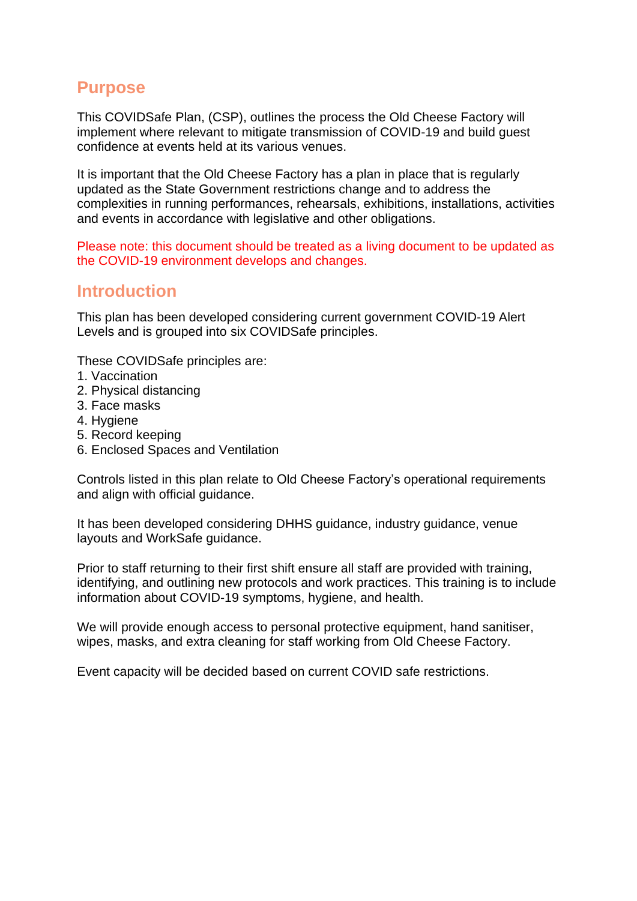## Purpose

This COVIDSafe Plan, (CSP), outlines the process the Old Cheese Factory will implement where relevant to mitigate transmission of COVID-19 and build guest confidence at events held at its various venues.

It is important that the Old Cheese Factory has a plan in place that is regularly updated as the State Government restrictions change and to address the complexities in running performances, rehearsals, exhibitions, installations, activities and events in accordance with legislative and other obligations.

Please note: this document should be treated as a living document to be updated as the COVID-19 environment develops and changes.

## Introduction

This plan has been developed considering current government COVID-19 Alert Levels and is grouped into six COVIDSafe principles.

These COVIDSafe principles are:

1. Vaccination
2. Physical distancing
3. Face masks
4. Hygiene
5. Record keeping
6. Enclosed Spaces and Ventilation

Controls listed in this plan relate to Old Cheese Factory's operational requirements and align with official guidance.

It has been developed considering DHHS guidance, industry guidance, venue layouts and WorkSafe guidance.

Prior to staff returning to their first shift ensure all staff are provided with training, identifying, and outlining new protocols and work practices. This training is to include information about COVID-19 symptoms, hygiene, and health.

We will provide enough access to personal protective equipment, hand sanitiser, wipes, masks, and extra cleaning for staff working from Old Cheese Factory.

Event capacity will be decided based on current COVID safe restrictions.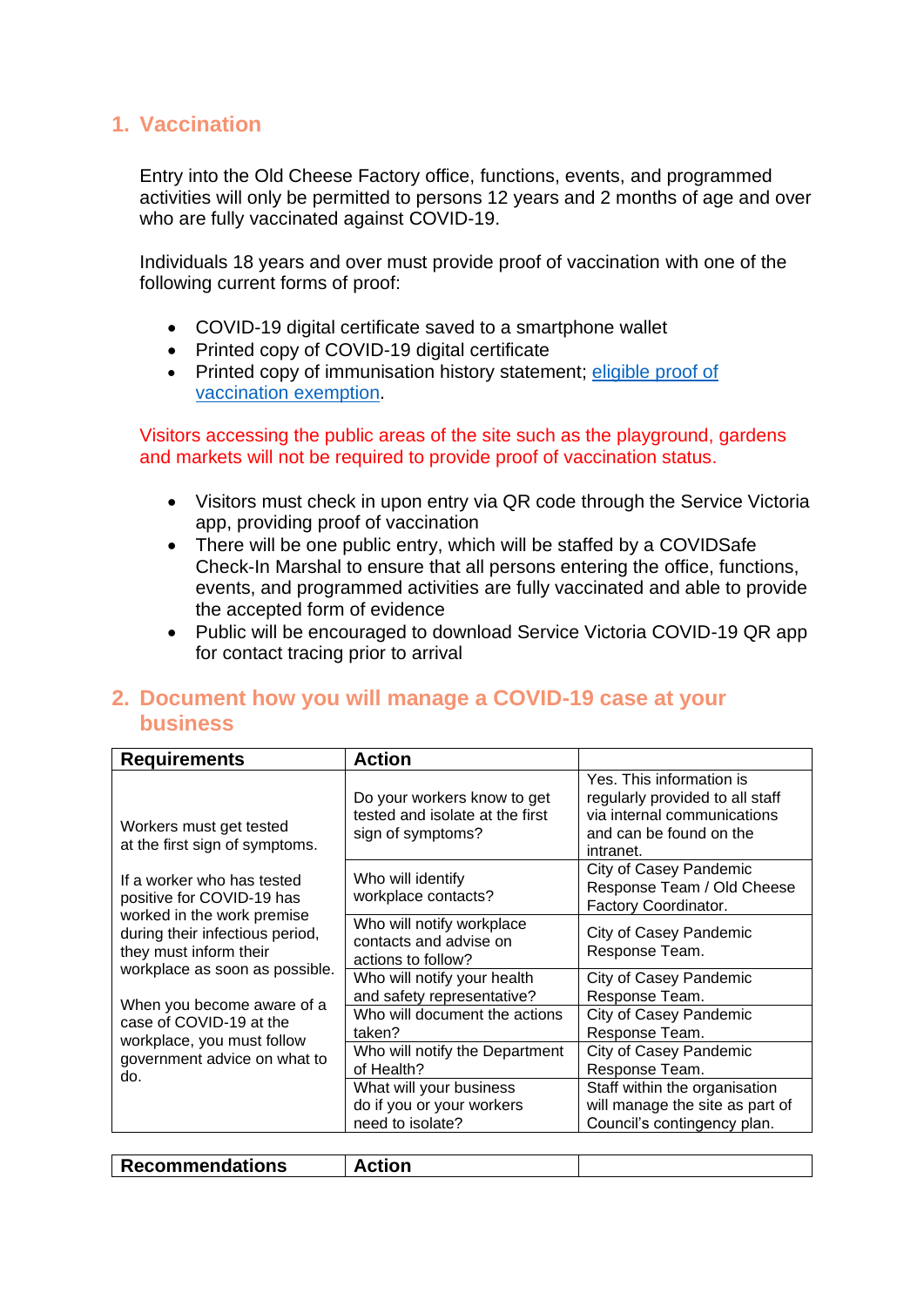## 1. Vaccination

Entry into the Old Cheese Factory office, functions, events, and programmed activities will only be permitted to persons 12 years and 2 months of age and over who are fully vaccinated against COVID-19.

Individuals 18 years and over must provide proof of vaccination with one of the following current forms of proof:

- COVID-19 digital certificate saved to a smartphone wallet
- Printed copy of COVID-19 digital certificate
- Printed copy of immunisation history statement; eligible proof of vaccination exemption.

Visitors accessing the public areas of the site such as the playground, gardens and markets will not be required to provide proof of vaccination status.

- Visitors must check in upon entry via QR code through the Service Victoria app, providing proof of vaccination
- There will be one public entry, which will be staffed by a COVIDSafe Check-In Marshal to ensure that all persons entering the office, functions, events, and programmed activities are fully vaccinated and able to provide the accepted form of evidence
- Public will be encouraged to download Service Victoria COVID-19 QR app for contact tracing prior to arrival

## 2. Document how you will manage a COVID-19 case at your business

| Requirements | Action | |
|---|---|---|
| Workers must get tested at the first sign of symptoms. | Do your workers know to get tested and isolate at the first sign of symptoms? | Yes. This information is regularly provided to all staff via internal communications and can be found on the intranet. |
| If a worker who has tested positive for COVID-19 has worked in the work premise during their infectious period, they must inform their workplace as soon as possible. | Who will identify workplace contacts? | City of Casey Pandemic Response Team / Old Cheese Factory Coordinator. |
| | Who will notify workplace contacts and advise on actions to follow? | City of Casey Pandemic Response Team. |
| When you become aware of a case of COVID-19 at the workplace, you must follow government advice on what to do. | Who will notify your health and safety representative? | City of Casey Pandemic Response Team. |
| | Who will document the actions taken? | City of Casey Pandemic Response Team. |
| | Who will notify the Department of Health? | City of Casey Pandemic Response Team. |
| | What will your business do if you or your workers need to isolate? | Staff within the organisation will manage the site as part of Council's contingency plan. |

| Recommendations | Action | |
|---|---|---|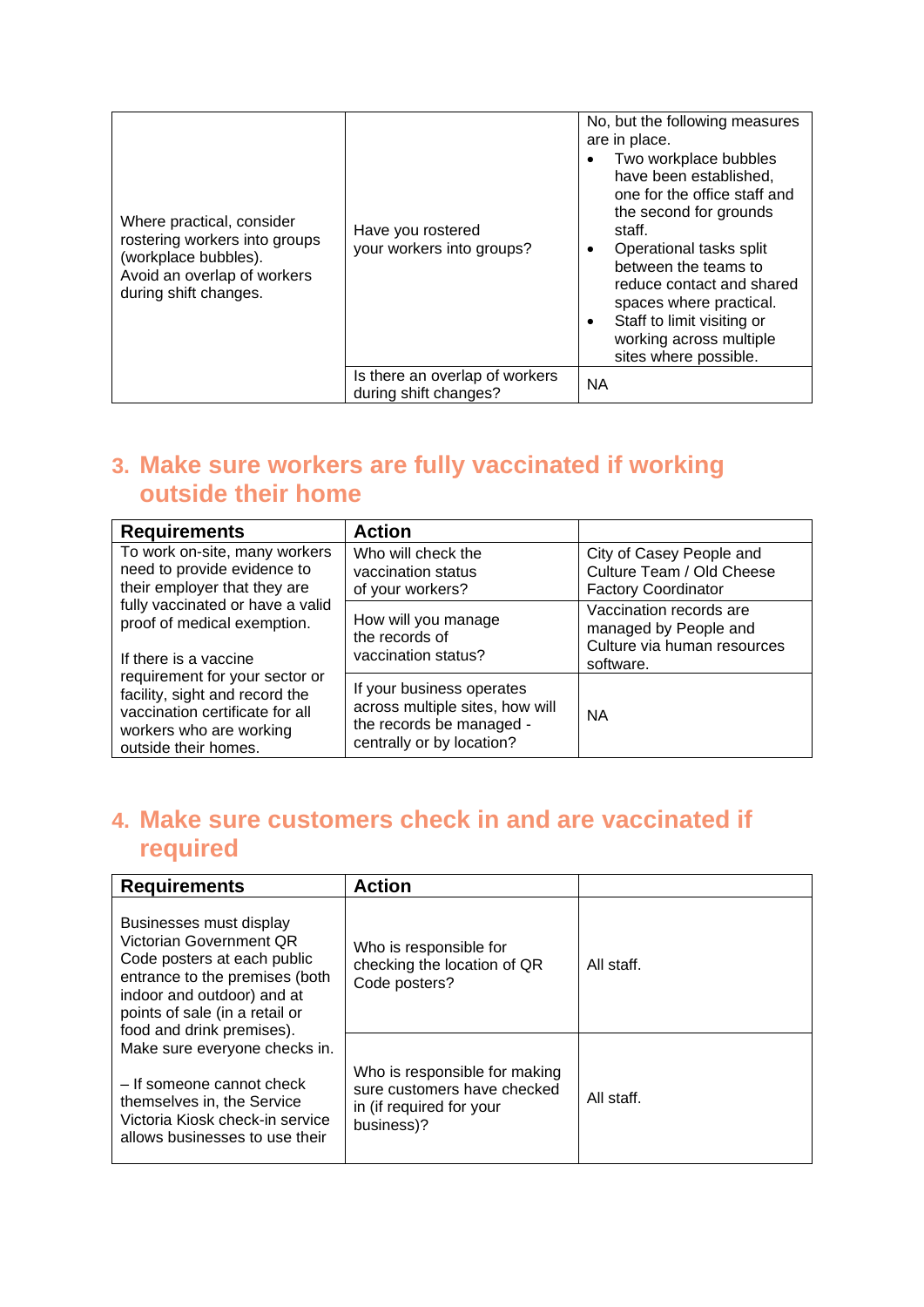| | | |
|---|---|---|
| Where practical, consider rostering workers into groups (workplace bubbles).<br>Avoid an overlap of workers during shift changes. | Have you rostered your workers into groups? | No, but the following measures are in place.<br>• Two workplace bubbles have been established, one for the office staff and the second for grounds staff.<br>• Operational tasks split between the teams to reduce contact and shared spaces where practical.<br>• Staff to limit visiting or working across multiple sites where possible. |
| | Is there an overlap of workers during shift changes? | NA |

## 3. Make sure workers are fully vaccinated if working outside their home

| **Requirements** | **Action** | |
|---|---|---|
| To work on-site, many workers need to provide evidence to their employer that they are fully vaccinated or have a valid proof of medical exemption.<br><br>If there is a vaccine requirement for your sector or facility, sight and record the vaccination certificate for all workers who are working outside their homes. | Who will check the vaccination status of your workers? | City of Casey People and Culture Team / Old Cheese Factory Coordinator |
| | How will you manage the records of vaccination status? | Vaccination records are managed by People and Culture via human resources software. |
| | If your business operates across multiple sites, how will the records be managed - centrally or by location? | NA |

## 4. Make sure customers check in and are vaccinated if required

| **Requirements** | **Action** | |
|---|---|---|
| Businesses must display Victorian Government QR Code posters at each public entrance to the premises (both indoor and outdoor) and at points of sale (in a retail or food and drink premises).<br>Make sure everyone checks in.<br><br>– If someone cannot check themselves in, the Service Victoria Kiosk check-in service allows businesses to use their | Who is responsible for checking the location of QR Code posters? | All staff. |
| | Who is responsible for making sure customers have checked in (if required for your business)? | All staff. |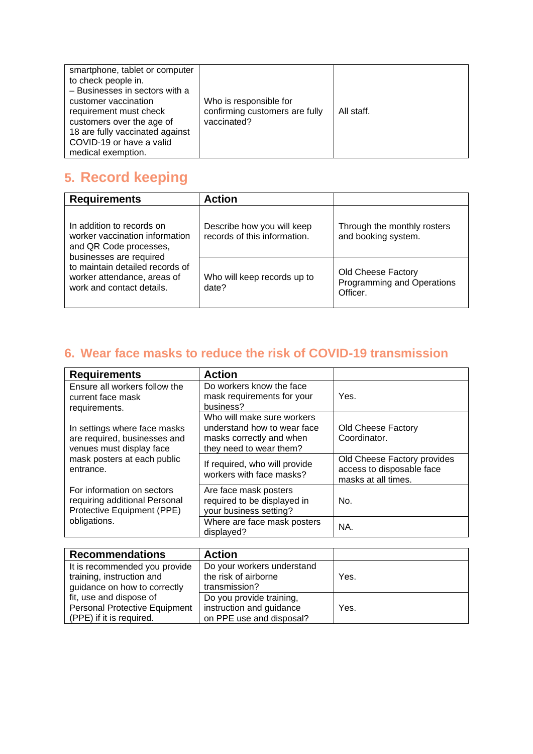| | | |
|---|---|---|
| smartphone, tablet or computer to check people in.<br>– Businesses in sectors with a customer vaccination requirement must check customers over the age of 18 are fully vaccinated against COVID-19 or have a valid medical exemption. | Who is responsible for confirming customers are fully vaccinated? | All staff. |

## 5. Record keeping

| Requirements | Action | |
|---|---|---|
| In addition to records on worker vaccination information and QR Code processes, businesses are required to maintain detailed records of worker attendance, areas of work and contact details. | Describe how you will keep records of this information. | Through the monthly rosters and booking system. |
| | Who will keep records up to date? | Old Cheese Factory Programming and Operations Officer. |

## 6. Wear face masks to reduce the risk of COVID-19 transmission

| Requirements | Action | |
|---|---|---|
| Ensure all workers follow the current face mask requirements.<br><br>In settings where face masks are required, businesses and venues must display face mask posters at each public entrance.<br><br>For information on sectors requiring additional Personal Protective Equipment (PPE) obligations. | Do workers know the face mask requirements for your business? | Yes. |
| | Who will make sure workers understand how to wear face masks correctly and when they need to wear them? | Old Cheese Factory Coordinator. |
| | If required, who will provide workers with face masks? | Old Cheese Factory provides access to disposable face masks at all times. |
| | Are face mask posters required to be displayed in your business setting? | No. |
| | Where are face mask posters displayed? | NA. |

| Recommendations | Action | |
|---|---|---|
| It is recommended you provide training, instruction and guidance on how to correctly fit, use and dispose of Personal Protective Equipment (PPE) if it is required. | Do your workers understand the risk of airborne transmission? | Yes. |
| | Do you provide training, instruction and guidance on PPE use and disposal? | Yes. |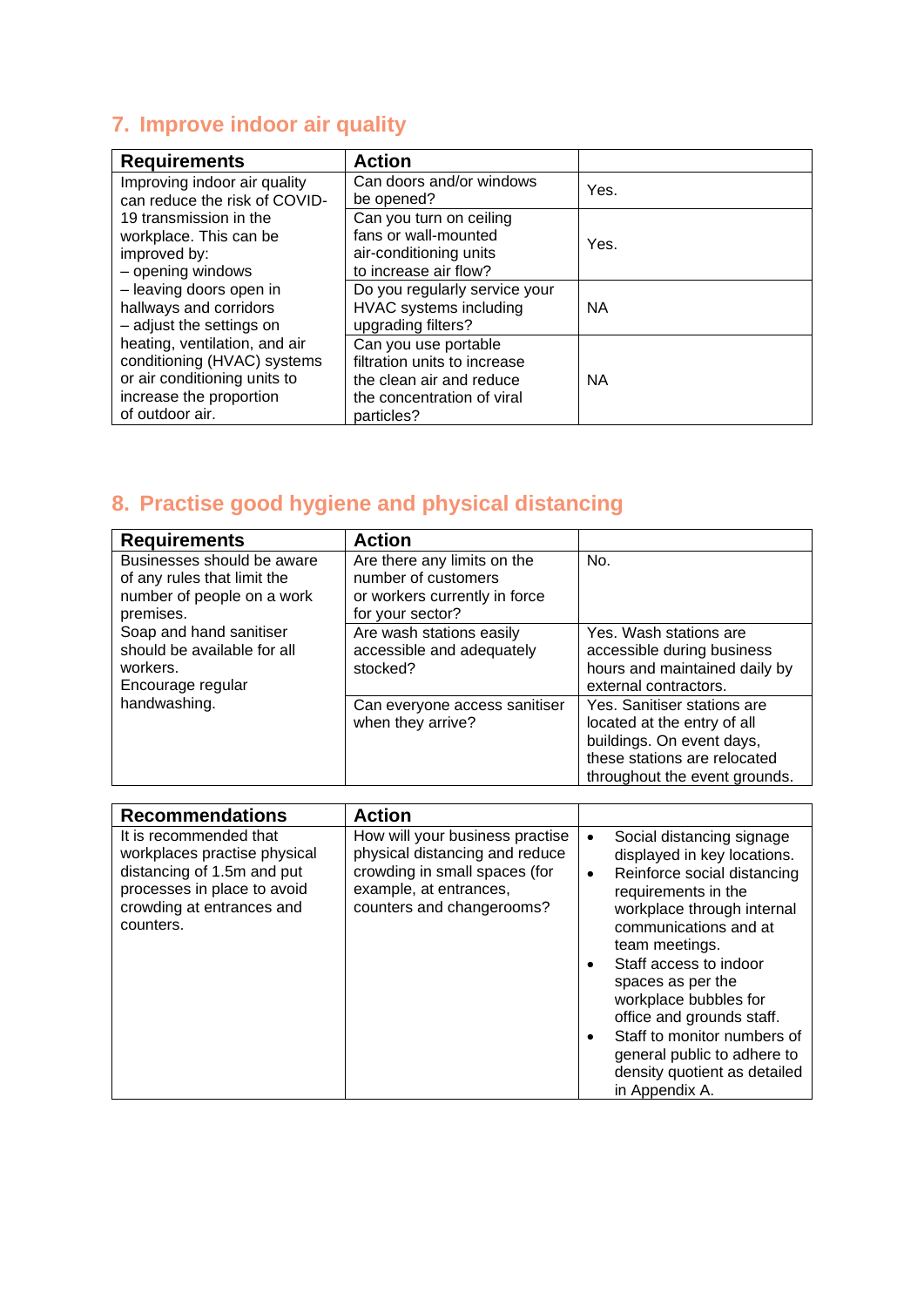## 7. Improve indoor air quality

| Requirements | Action | |
|---|---|---|
| Improving indoor air quality can reduce the risk of COVID-19 transmission in the workplace. This can be improved by:<br>– opening windows<br>– leaving doors open in hallways and corridors<br>– adjust the settings on heating, ventilation, and air conditioning (HVAC) systems or air conditioning units to increase the proportion of outdoor air. | Can doors and/or windows be opened? | Yes. |
| | Can you turn on ceiling fans or wall-mounted air-conditioning units to increase air flow? | Yes. |
| | Do you regularly service your HVAC systems including upgrading filters? | NA |
| | Can you use portable filtration units to increase the clean air and reduce the concentration of viral particles? | NA |

## 8. Practise good hygiene and physical distancing

| Requirements | Action | |
|---|---|---|
| Businesses should be aware of any rules that limit the number of people on a work premises. | Are there any limits on the number of customers or workers currently in force for your sector? | No. |
| Soap and hand sanitiser should be available for all workers.<br>Encourage regular handwashing. | Are wash stations easily accessible and adequately stocked? | Yes. Wash stations are accessible during business hours and maintained daily by external contractors. |
| | Can everyone access sanitiser when they arrive? | Yes. Sanitiser stations are located at the entry of all buildings. On event days, these stations are relocated throughout the event grounds. |

| Recommendations | Action | |
|---|---|---|
| It is recommended that workplaces practise physical distancing of 1.5m and put processes in place to avoid crowding at entrances and counters. | How will your business practise physical distancing and reduce crowding in small spaces (for example, at entrances, counters and changerooms? | • Social distancing signage displayed in key locations.<br>• Reinforce social distancing requirements in the workplace through internal communications and at team meetings.<br>• Staff access to indoor spaces as per the workplace bubbles for office and grounds staff.<br>• Staff to monitor numbers of general public to adhere to density quotient as detailed in Appendix A. |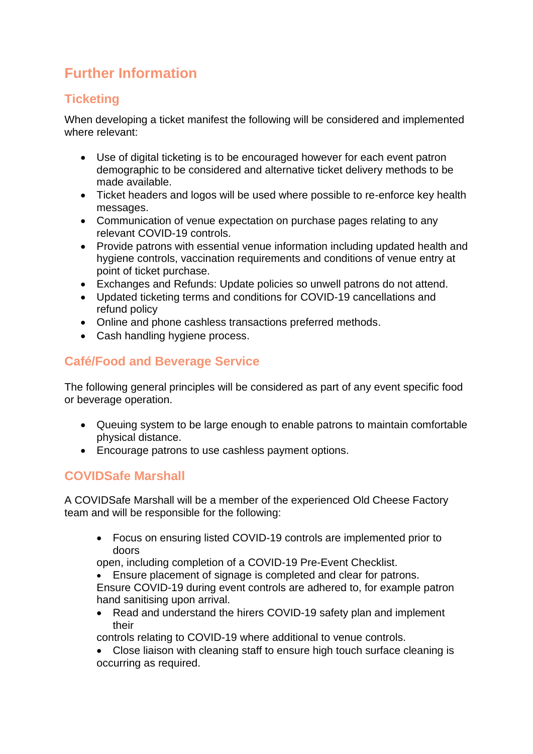## Further Information

### Ticketing

When developing a ticket manifest the following will be considered and implemented where relevant:

- Use of digital ticketing is to be encouraged however for each event patron demographic to be considered and alternative ticket delivery methods to be made available.
- Ticket headers and logos will be used where possible to re-enforce key health messages.
- Communication of venue expectation on purchase pages relating to any relevant COVID-19 controls.
- Provide patrons with essential venue information including updated health and hygiene controls, vaccination requirements and conditions of venue entry at point of ticket purchase.
- Exchanges and Refunds: Update policies so unwell patrons do not attend.
- Updated ticketing terms and conditions for COVID-19 cancellations and refund policy
- Online and phone cashless transactions preferred methods.
- Cash handling hygiene process.

### Café/Food and Beverage Service

The following general principles will be considered as part of any event specific food or beverage operation.

- Queuing system to be large enough to enable patrons to maintain comfortable physical distance.
- Encourage patrons to use cashless payment options.

### COVIDSafe Marshall

A COVIDSafe Marshall will be a member of the experienced Old Cheese Factory team and will be responsible for the following:

- Focus on ensuring listed COVID-19 controls are implemented prior to doors open, including completion of a COVID-19 Pre-Event Checklist.
- Ensure placement of signage is completed and clear for patrons. Ensure COVID-19 during event controls are adhered to, for example patron hand sanitising upon arrival.
- Read and understand the hirers COVID-19 safety plan and implement their controls relating to COVID-19 where additional to venue controls.
- Close liaison with cleaning staff to ensure high touch surface cleaning is occurring as required.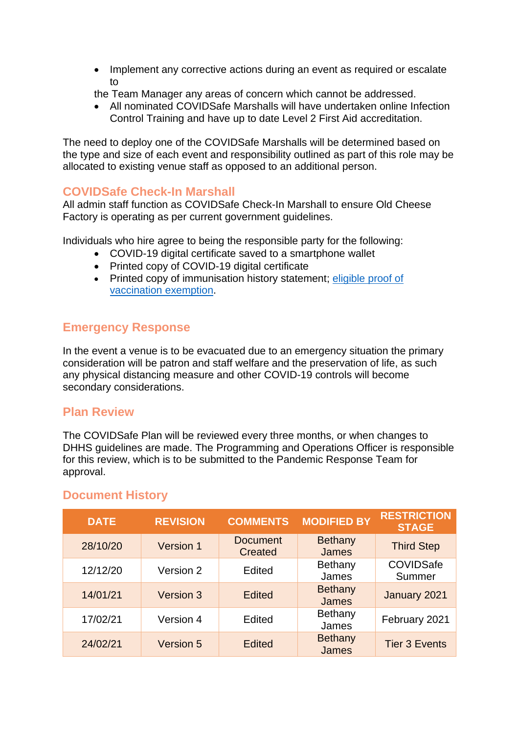- Implement any corrective actions during an event as required or escalate to

the Team Manager any areas of concern which cannot be addressed.

- All nominated COVIDSafe Marshalls will have undertaken online Infection Control Training and have up to date Level 2 First Aid accreditation.

The need to deploy one of the COVIDSafe Marshalls will be determined based on the type and size of each event and responsibility outlined as part of this role may be allocated to existing venue staff as opposed to an additional person.

## COVIDSafe Check-In Marshall

All admin staff function as COVIDSafe Check-In Marshall to ensure Old Cheese Factory is operating as per current government guidelines.

Individuals who hire agree to being the responsible party for the following:

- COVID-19 digital certificate saved to a smartphone wallet
- Printed copy of COVID-19 digital certificate
- Printed copy of immunisation history statement; eligible proof of vaccination exemption.

## Emergency Response

In the event a venue is to be evacuated due to an emergency situation the primary consideration will be patron and staff welfare and the preservation of life, as such any physical distancing measure and other COVID-19 controls will become secondary considerations.

## Plan Review

The COVIDSafe Plan will be reviewed every three months, or when changes to DHHS guidelines are made. The Programming and Operations Officer is responsible for this review, which is to be submitted to the Pandemic Response Team for approval.

## Document History

| DATE | REVISION | COMMENTS | MODIFIED BY | RESTRICTION STAGE |
|---|---|---|---|---|
| 28/10/20 | Version 1 | Document Created | Bethany James | Third Step |
| 12/12/20 | Version 2 | Edited | Bethany James | COVIDSafe Summer |
| 14/01/21 | Version 3 | Edited | Bethany James | January 2021 |
| 17/02/21 | Version 4 | Edited | Bethany James | February 2021 |
| 24/02/21 | Version 5 | Edited | Bethany James | Tier 3 Events |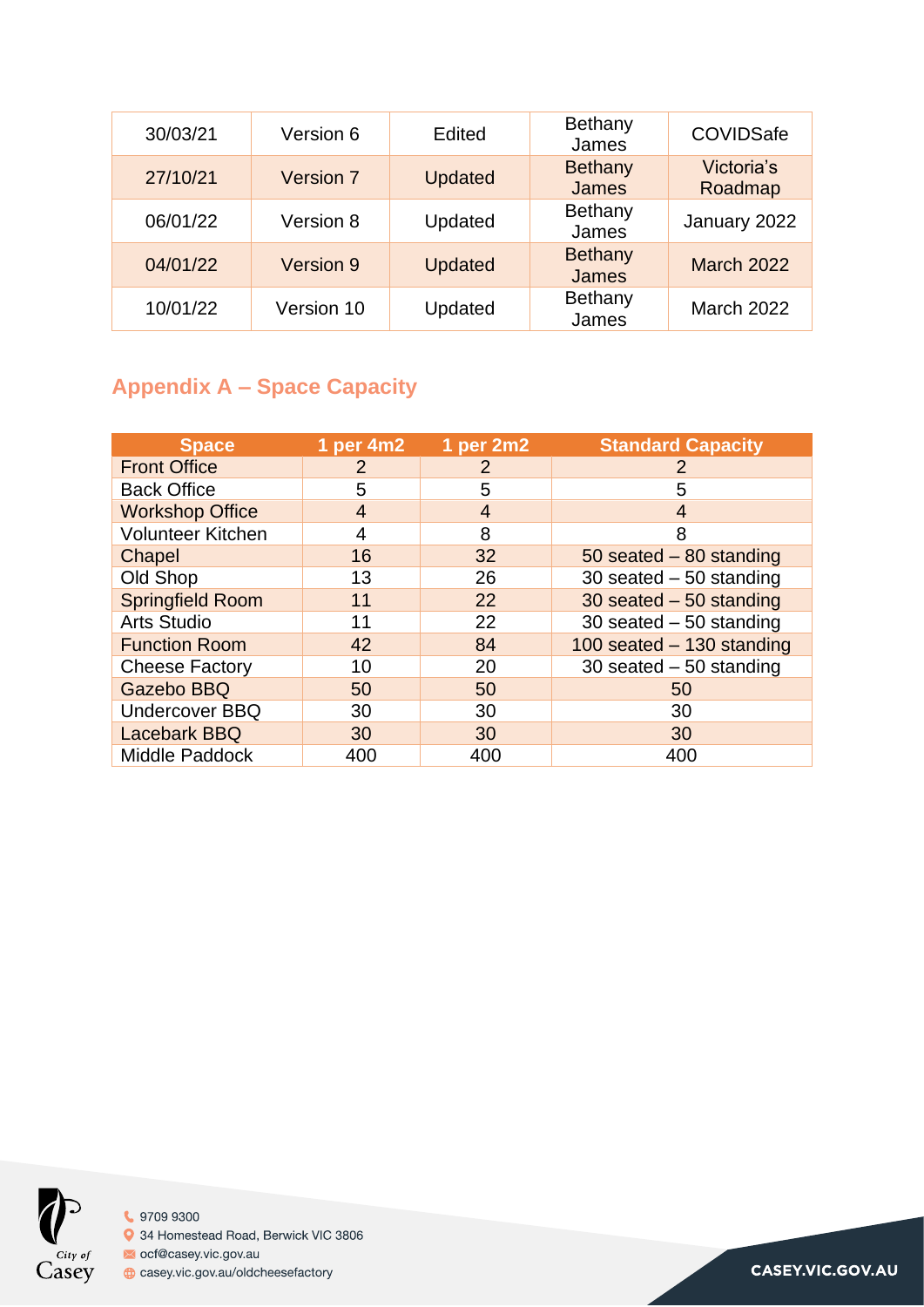| | | | | |
|---|---|---|---|---|
| 30/03/21 | Version 6 | Edited | Bethany James | COVIDSafe |
| 27/10/21 | Version 7 | Updated | Bethany James | Victoria's Roadmap |
| 06/01/22 | Version 8 | Updated | Bethany James | January 2022 |
| 04/01/22 | Version 9 | Updated | Bethany James | March 2022 |
| 10/01/22 | Version 10 | Updated | Bethany James | March 2022 |

## Appendix A – Space Capacity

| Space | 1 per 4m2 | 1 per 2m2 | Standard Capacity |
|---|---|---|---|
| Front Office | 2 | 2 | 2 |
| Back Office | 5 | 5 | 5 |
| Workshop Office | 4 | 4 | 4 |
| Volunteer Kitchen | 4 | 8 | 8 |
| Chapel | 16 | 32 | 50 seated – 80 standing |
| Old Shop | 13 | 26 | 30 seated – 50 standing |
| Springfield Room | 11 | 22 | 30 seated – 50 standing |
| Arts Studio | 11 | 22 | 30 seated – 50 standing |
| Function Room | 42 | 84 | 100 seated – 130 standing |
| Cheese Factory | 10 | 20 | 30 seated – 50 standing |
| Gazebo BBQ | 50 | 50 | 50 |
| Undercover BBQ | 30 | 30 | 30 |
| Lacebark BBQ | 30 | 30 | 30 |
| Middle Paddock | 400 | 400 | 400 |